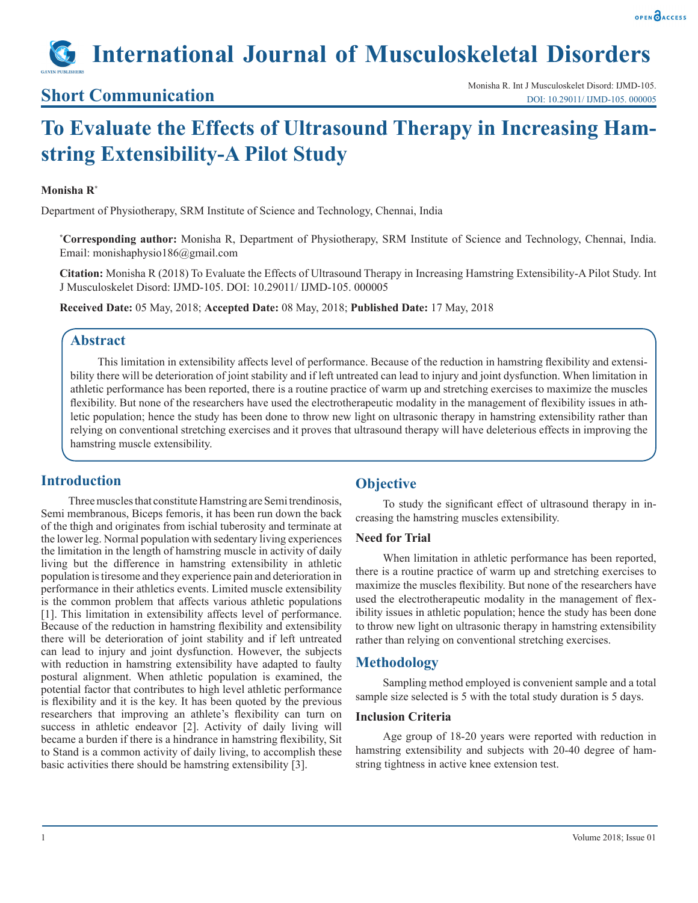# International Journal of Musculoskeletal Disorders

## Short Communication

Monisha R. Int J Musculoskelet Disord: IJMD-105.
DOI: 10.29011/ IJMD-105. 000005

# To Evaluate the Effects of Ultrasound Therapy in Increasing Hamstring Extensibility-A Pilot Study

**Monisha R***

Department of Physiotherapy, SRM Institute of Science and Technology, Chennai, India

***Corresponding author:** Monisha R, Department of Physiotherapy, SRM Institute of Science and Technology, Chennai, India. Email: monishaphysio186@gmail.com

**Citation:** Monisha R (2018) To Evaluate the Effects of Ultrasound Therapy in Increasing Hamstring Extensibility-A Pilot Study. Int J Musculoskelet Disord: IJMD-105. DOI: 10.29011/ IJMD-105. 000005

**Received Date:** 05 May, 2018; **Accepted Date:** 08 May, 2018; **Published Date:** 17 May, 2018

## Abstract

This limitation in extensibility affects level of performance. Because of the reduction in hamstring flexibility and extensibility there will be deterioration of joint stability and if left untreated can lead to injury and joint dysfunction. When limitation in athletic performance has been reported, there is a routine practice of warm up and stretching exercises to maximize the muscles flexibility. But none of the researchers have used the electrotherapeutic modality in the management of flexibility issues in athletic population; hence the study has been done to throw new light on ultrasonic therapy in hamstring extensibility rather than relying on conventional stretching exercises and it proves that ultrasound therapy will have deleterious effects in improving the hamstring muscle extensibility.

## Introduction

Three muscles that constitute Hamstring are Semi trendinosis, Semi membranous, Biceps femoris, it has been run down the back of the thigh and originates from ischial tuberosity and terminate at the lower leg. Normal population with sedentary living experiences the limitation in the length of hamstring muscle in activity of daily living but the difference in hamstring extensibility in athletic population is tiresome and they experience pain and deterioration in performance in their athletics events. Limited muscle extensibility is the common problem that affects various athletic populations [1]. This limitation in extensibility affects level of performance. Because of the reduction in hamstring flexibility and extensibility there will be deterioration of joint stability and if left untreated can lead to injury and joint dysfunction. However, the subjects with reduction in hamstring extensibility have adapted to faulty postural alignment. When athletic population is examined, the potential factor that contributes to high level athletic performance is flexibility and it is the key. It has been quoted by the previous researchers that improving an athlete's flexibility can turn on success in athletic endeavor [2]. Activity of daily living will became a burden if there is a hindrance in hamstring flexibility, Sit to Stand is a common activity of daily living, to accomplish these basic activities there should be hamstring extensibility [3].

## Objective

To study the significant effect of ultrasound therapy in increasing the hamstring muscles extensibility.

### Need for Trial

When limitation in athletic performance has been reported, there is a routine practice of warm up and stretching exercises to maximize the muscles flexibility. But none of the researchers have used the electrotherapeutic modality in the management of flexibility issues in athletic population; hence the study has been done to throw new light on ultrasonic therapy in hamstring extensibility rather than relying on conventional stretching exercises.

## Methodology

Sampling method employed is convenient sample and a total sample size selected is 5 with the total study duration is 5 days.

### Inclusion Criteria

Age group of 18-20 years were reported with reduction in hamstring extensibility and subjects with 20-40 degree of hamstring tightness in active knee extension test.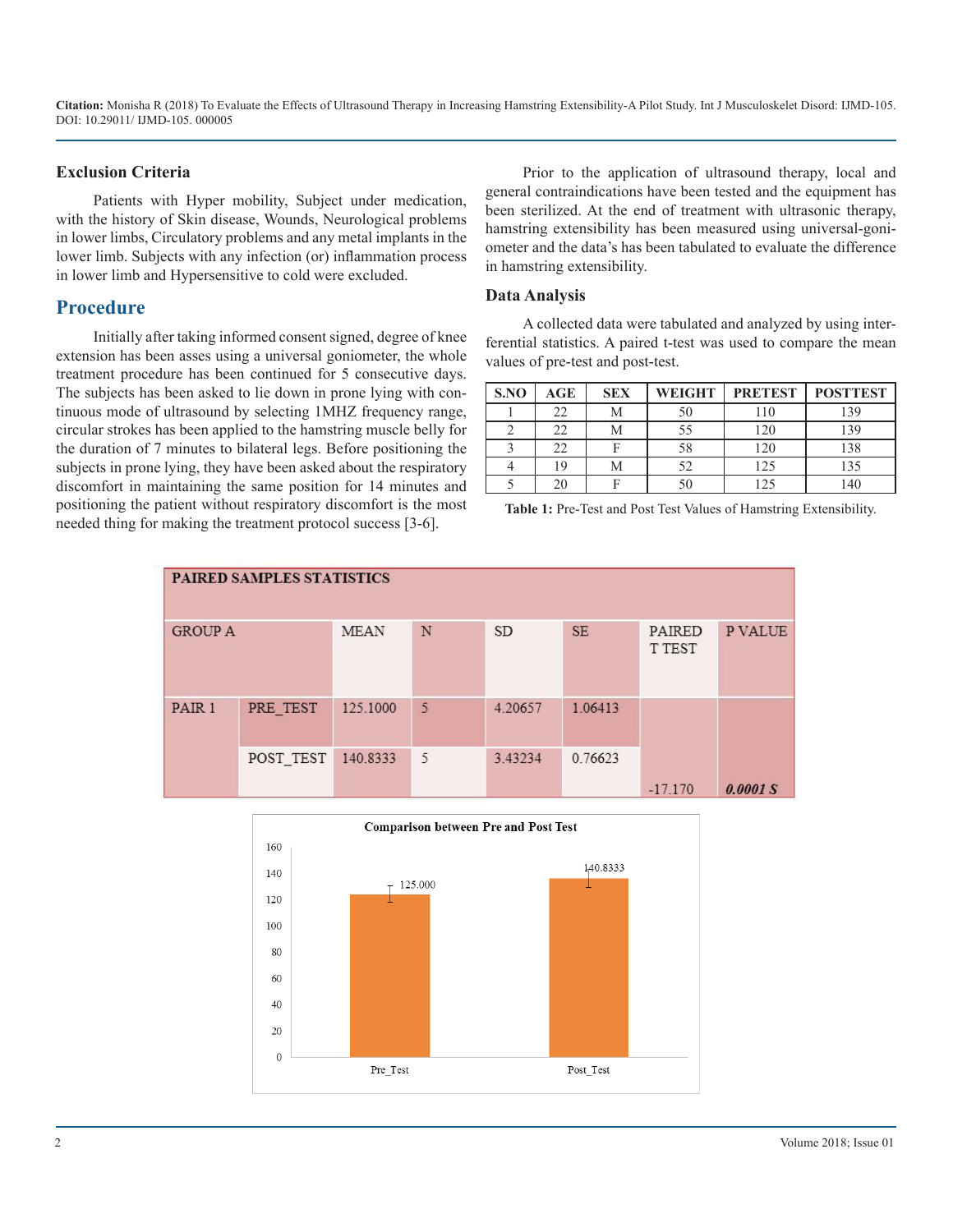## Exclusion Criteria

Patients with Hyper mobility, Subject under medication, with the history of Skin disease, Wounds, Neurological problems in lower limbs, Circulatory problems and any metal implants in the lower limb. Subjects with any infection (or) inflammation process in lower limb and Hypersensitive to cold were excluded.

## Procedure

Initially after taking informed consent signed, degree of knee extension has been asses using a universal goniometer, the whole treatment procedure has been continued for 5 consecutive days. The subjects has been asked to lie down in prone lying with continuous mode of ultrasound by selecting 1MHZ frequency range, circular strokes has been applied to the hamstring muscle belly for the duration of 7 minutes to bilateral legs. Before positioning the subjects in prone lying, they have been asked about the respiratory discomfort in maintaining the same position for 14 minutes and positioning the patient without respiratory discomfort is the most needed thing for making the treatment protocol success [3-6].

Prior to the application of ultrasound therapy, local and general contraindications have been tested and the equipment has been sterilized. At the end of treatment with ultrasonic therapy, hamstring extensibility has been measured using universal-goniometer and the data's has been tabulated to evaluate the difference in hamstring extensibility.

### Data Analysis

A collected data were tabulated and analyzed by using inferential statistics. A paired t-test was used to compare the mean values of pre-test and post-test.

| S.NO | AGE | SEX | WEIGHT | PRETEST | POSTTEST |
|---|---|---|---|---|---|
| 1 | 22 | M | 50 | 110 | 139 |
| 2 | 22 | M | 55 | 120 | 139 |
| 3 | 22 | F | 58 | 120 | 138 |
| 4 | 19 | M | 52 | 125 | 135 |
| 5 | 20 | F | 50 | 125 | 140 |

**Table 1:** Pre-Test and Post Test Values of Hamstring Extensibility.

| PAIRED SAMPLES STATISTICS | | | | | | | |
|---|---|---|---|---|---|---|---|
| GROUP A | | MEAN | N | SD | SE | PAIRED T TEST | P VALUE |
| PAIR 1 | PRE_TEST | 125.1000 | 5 | 4.20657 | 1.06413 | -17.170 | ***0.0001 S*** |
| | POST_TEST | 140.8333 | 5 | 3.43234 | 0.76623 | | |

**Comparison between Pre and Post Test**

| | Pre_Test | Post_Test |
|---|---|---|
| Mean | 125.000 | 140.8333 |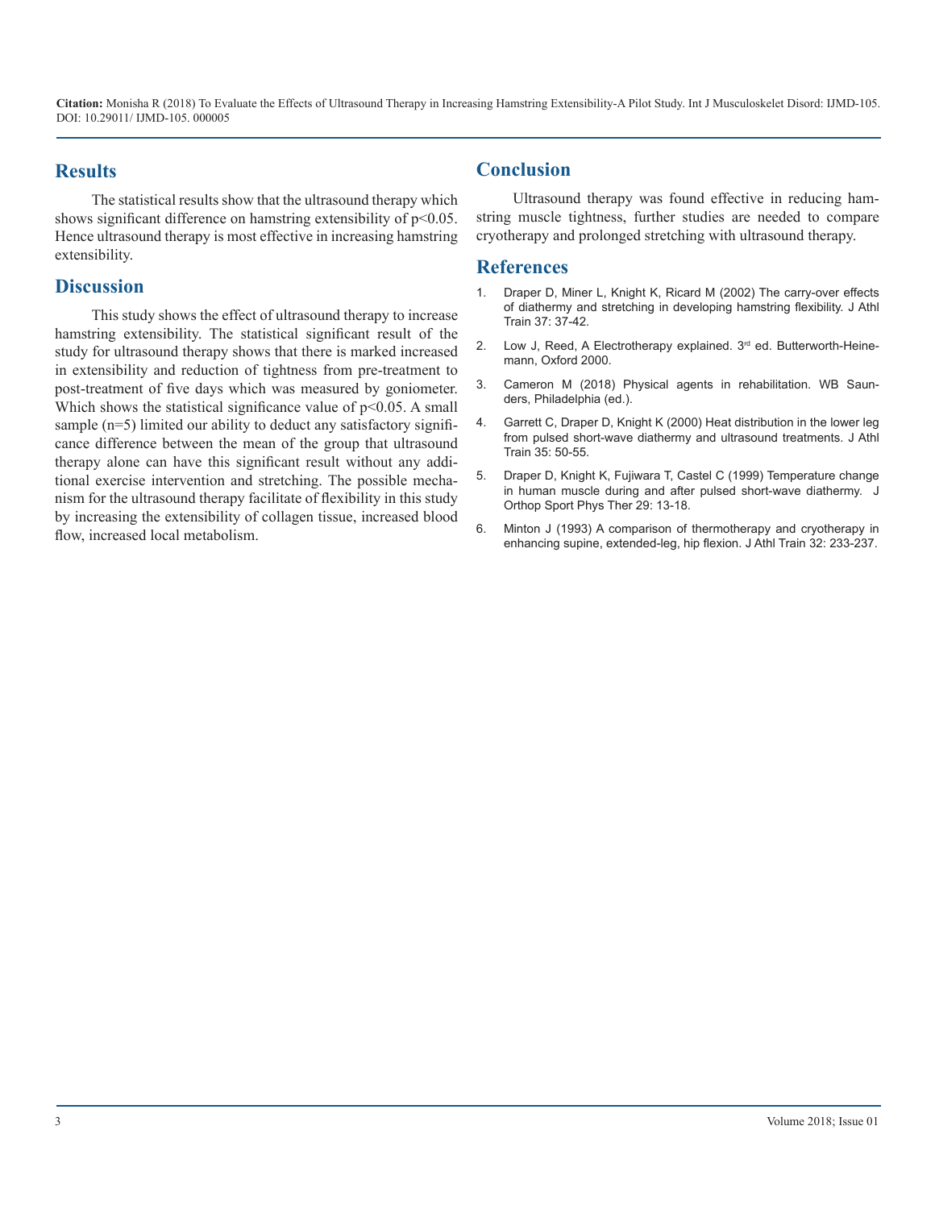## Results

The statistical results show that the ultrasound therapy which shows significant difference on hamstring extensibility of $p<0.05$. Hence ultrasound therapy is most effective in increasing hamstring extensibility.

## Discussion

This study shows the effect of ultrasound therapy to increase hamstring extensibility. The statistical significant result of the study for ultrasound therapy shows that there is marked increased in extensibility and reduction of tightness from pre-treatment to post-treatment of five days which was measured by goniometer. Which shows the statistical significance value of $p<0.05$. A small sample (n=5) limited our ability to deduct any satisfactory significance difference between the mean of the group that ultrasound therapy alone can have this significant result without any additional exercise intervention and stretching. The possible mechanism for the ultrasound therapy facilitate of flexibility in this study by increasing the extensibility of collagen tissue, increased blood flow, increased local metabolism.

## Conclusion

Ultrasound therapy was found effective in reducing hamstring muscle tightness, further studies are needed to compare cryotherapy and prolonged stretching with ultrasound therapy.

## References

1. Draper D, Miner L, Knight K, Ricard M (2002) The carry-over effects of diathermy and stretching in developing hamstring flexibility. J Athl Train 37: 37-42.
2. Low J, Reed, A Electrotherapy explained. 3rd ed. Butterworth-Heinemann, Oxford 2000.
3. Cameron M (2018) Physical agents in rehabilitation. WB Saunders, Philadelphia (ed.).
4. Garrett C, Draper D, Knight K (2000) Heat distribution in the lower leg from pulsed short-wave diathermy and ultrasound treatments. J Athl Train 35: 50-55.
5. Draper D, Knight K, Fujiwara T, Castel C (1999) Temperature change in human muscle during and after pulsed short-wave diathermy. J Orthop Sport Phys Ther 29: 13-18.
6. Minton J (1993) A comparison of thermotherapy and cryotherapy in enhancing supine, extended-leg, hip flexion. J Athl Train 32: 233-237.